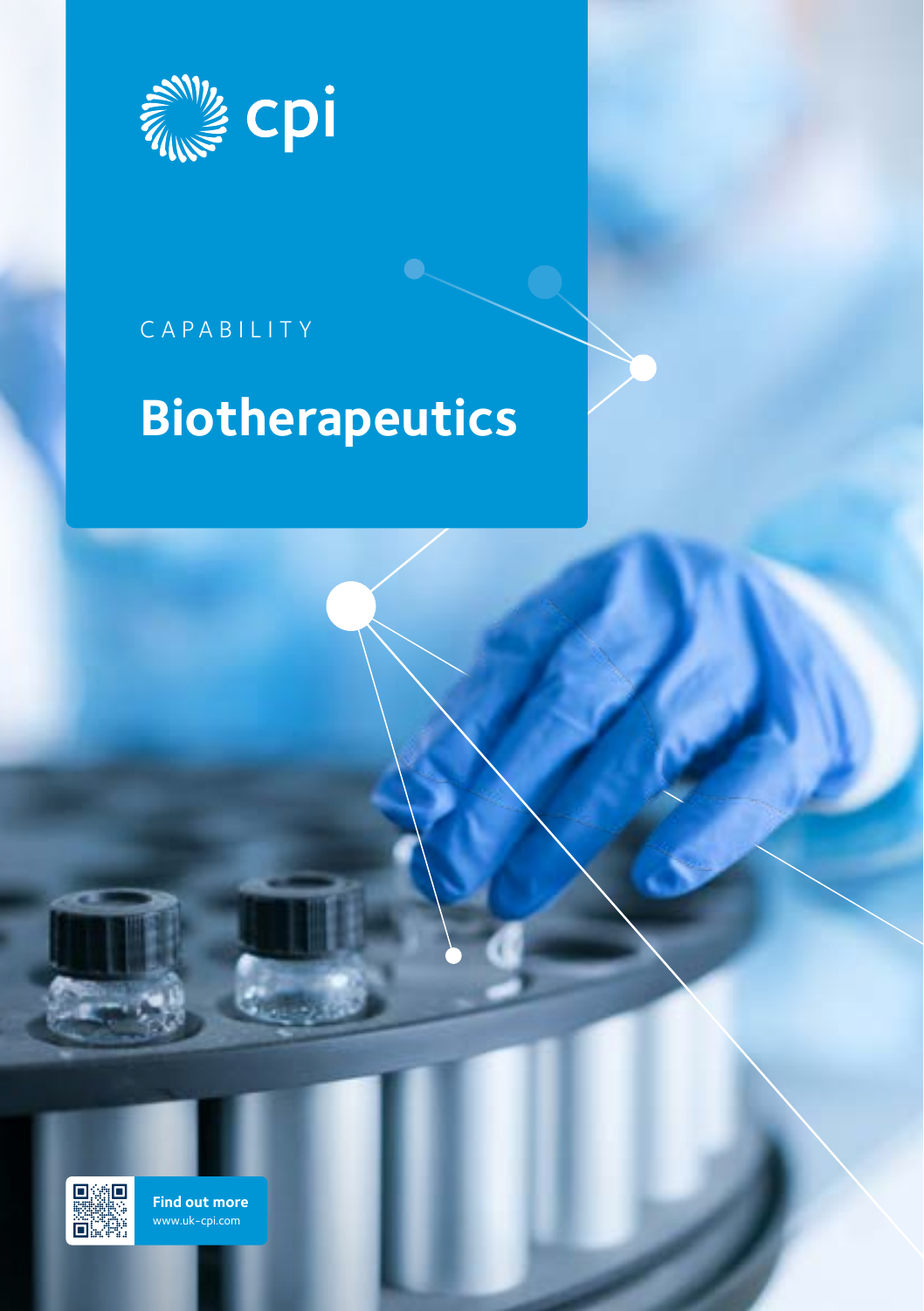cpi

CAPABILITY

# Biotherapeutics

**Find out more**
www.uk-cpi.com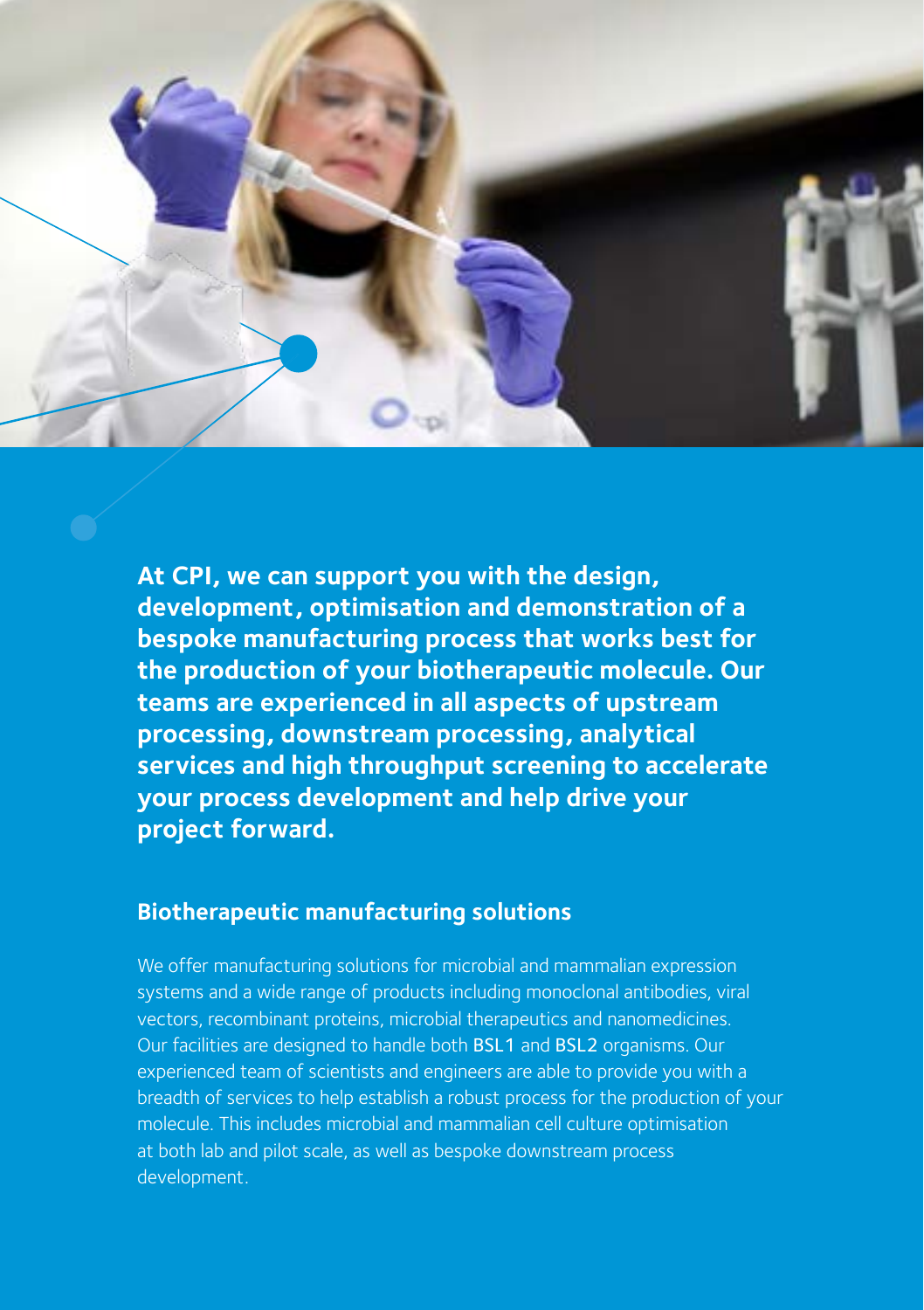**At CPI, we can support you with the design, development, optimisation and demonstration of a bespoke manufacturing process that works best for the production of your biotherapeutic molecule. Our teams are experienced in all aspects of upstream processing, downstream processing, analytical services and high throughput screening to accelerate your process development and help drive your project forward.**

## Biotherapeutic manufacturing solutions

We offer manufacturing solutions for microbial and mammalian expression systems and a wide range of products including monoclonal antibodies, viral vectors, recombinant proteins, microbial therapeutics and nanomedicines. Our facilities are designed to handle both BSL1 and BSL2 organisms. Our experienced team of scientists and engineers are able to provide you with a breadth of services to help establish a robust process for the production of your molecule. This includes microbial and mammalian cell culture optimisation at both lab and pilot scale, as well as bespoke downstream process development.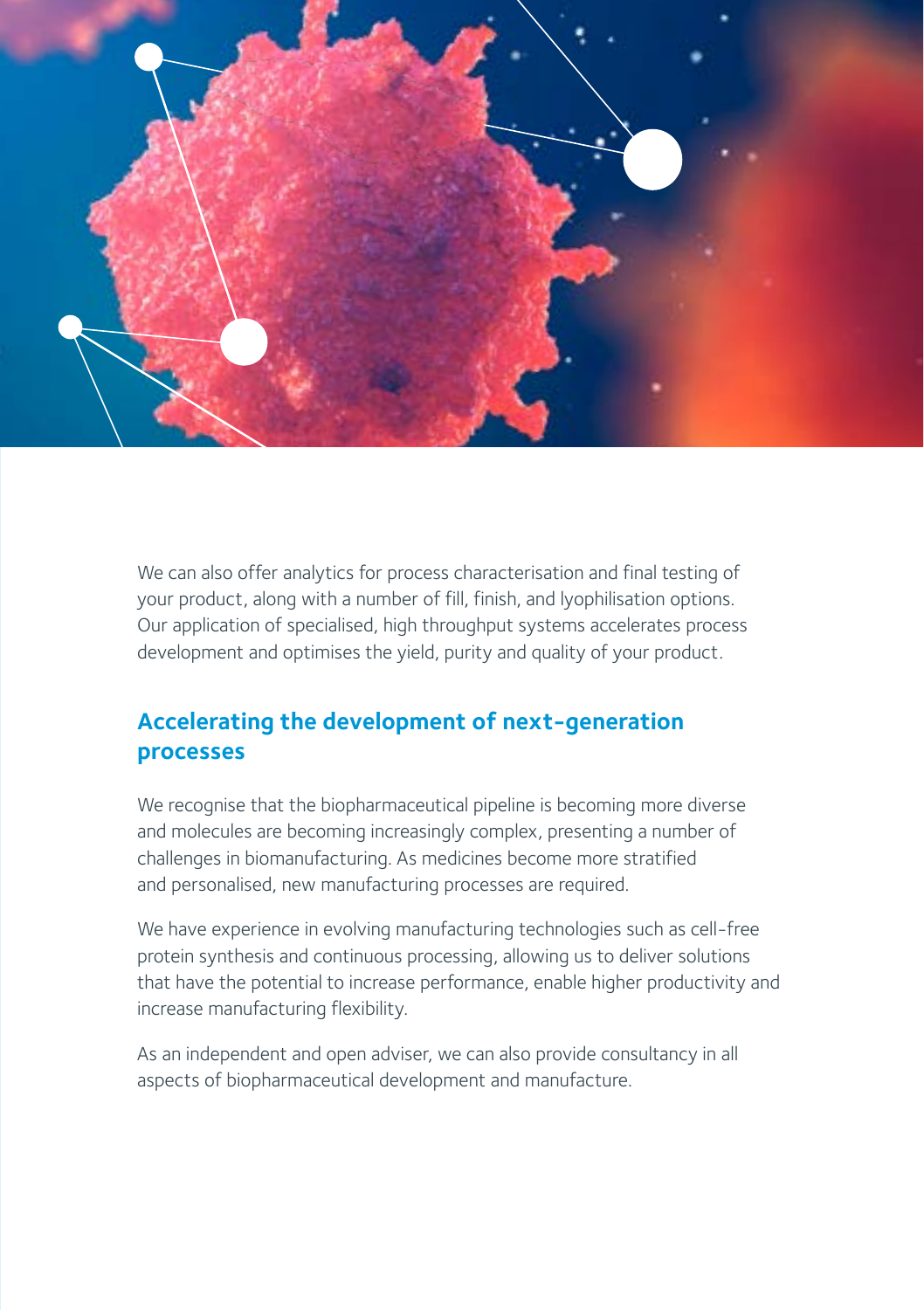We can also offer analytics for process characterisation and final testing of your product, along with a number of fill, finish, and lyophilisation options. Our application of specialised, high throughput systems accelerates process development and optimises the yield, purity and quality of your product.

## Accelerating the development of next-generation processes

We recognise that the biopharmaceutical pipeline is becoming more diverse and molecules are becoming increasingly complex, presenting a number of challenges in biomanufacturing. As medicines become more stratified and personalised, new manufacturing processes are required.

We have experience in evolving manufacturing technologies such as cell-free protein synthesis and continuous processing, allowing us to deliver solutions that have the potential to increase performance, enable higher productivity and increase manufacturing flexibility.

As an independent and open adviser, we can also provide consultancy in all aspects of biopharmaceutical development and manufacture.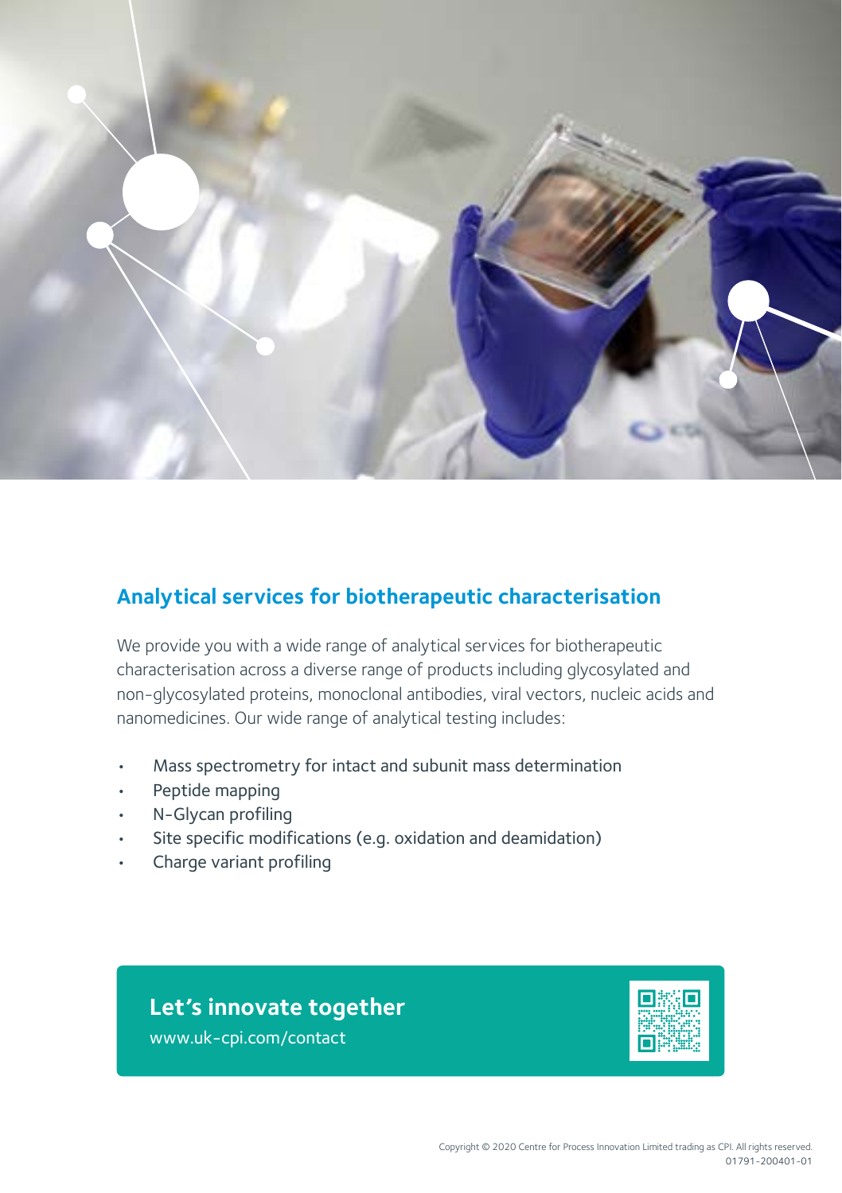## Analytical services for biotherapeutic characterisation

We provide you with a wide range of analytical services for biotherapeutic characterisation across a diverse range of products including glycosylated and non-glycosylated proteins, monoclonal antibodies, viral vectors, nucleic acids and nanomedicines. Our wide range of analytical testing includes:

- Mass spectrometry for intact and subunit mass determination
- Peptide mapping
- N-Glycan profiling
- Site specific modifications (e.g. oxidation and deamidation)
- Charge variant profiling

**Let's innovate together**

www.uk-cpi.com/contact

Copyright © 2020 Centre for Process Innovation Limited trading as CPI. All rights reserved.
01791-200401-01